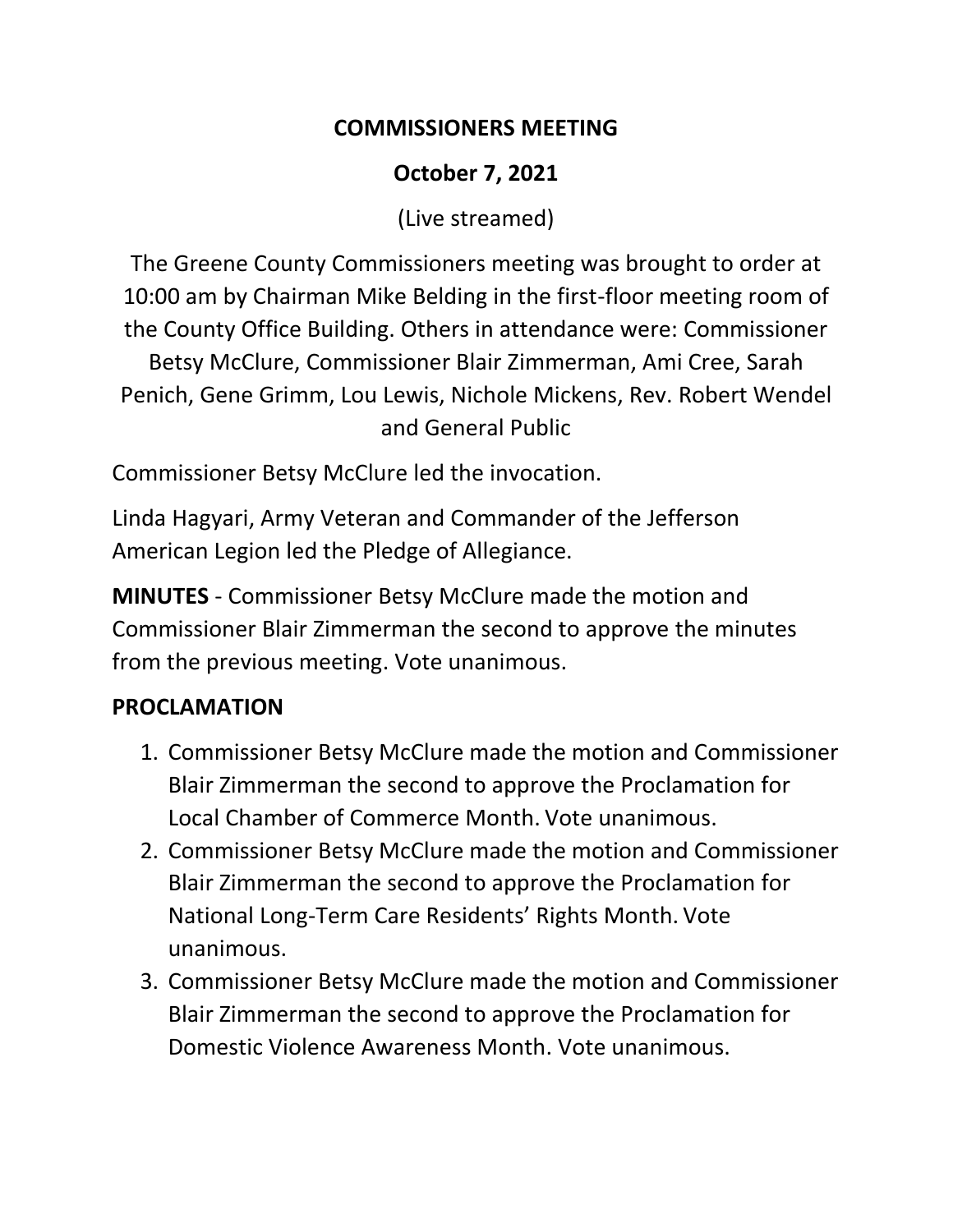# COMMISSIONERS MEETING

## October 7, 2021

(Live streamed)

The Greene County Commissioners meeting was brought to order at 10:00 am by Chairman Mike Belding in the first-floor meeting room of the County Office Building. Others in attendance were: Commissioner Betsy McClure, Commissioner Blair Zimmerman, Ami Cree, Sarah Penich, Gene Grimm, Lou Lewis, Nichole Mickens, Rev. Robert Wendel and General Public

Commissioner Betsy McClure led the invocation.

Linda Hagyari, Army Veteran and Commander of the Jefferson American Legion led the Pledge of Allegiance.

**MINUTES** - Commissioner Betsy McClure made the motion and Commissioner Blair Zimmerman the second to approve the minutes from the previous meeting. Vote unanimous.

**PROCLAMATION**

1. Commissioner Betsy McClure made the motion and Commissioner Blair Zimmerman the second to approve the Proclamation for Local Chamber of Commerce Month. Vote unanimous.
2. Commissioner Betsy McClure made the motion and Commissioner Blair Zimmerman the second to approve the Proclamation for National Long-Term Care Residents' Rights Month. Vote unanimous.
3. Commissioner Betsy McClure made the motion and Commissioner Blair Zimmerman the second to approve the Proclamation for Domestic Violence Awareness Month. Vote unanimous.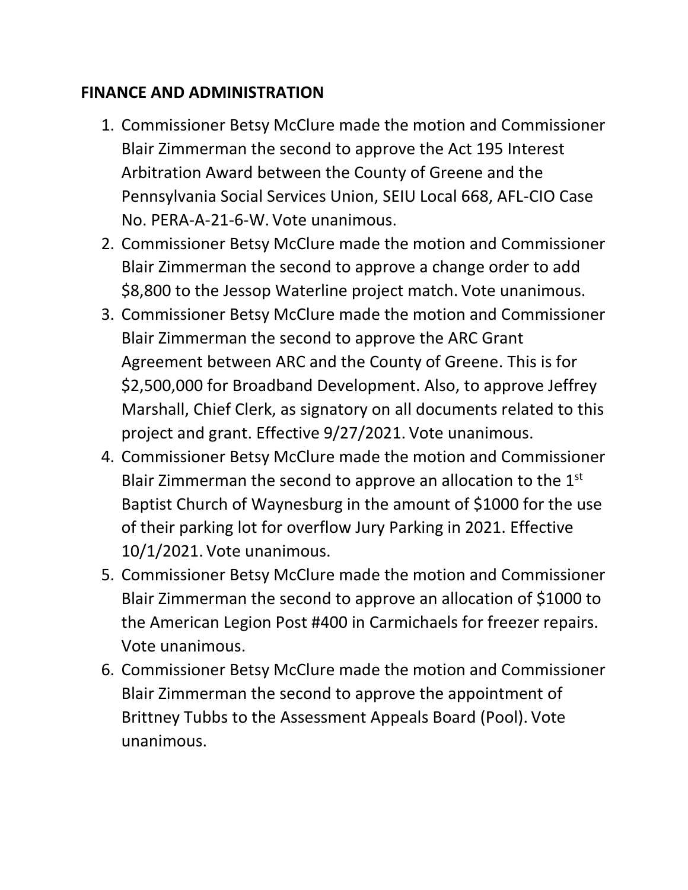**FINANCE AND ADMINISTRATION**

1. Commissioner Betsy McClure made the motion and Commissioner Blair Zimmerman the second to approve the Act 195 Interest Arbitration Award between the County of Greene and the Pennsylvania Social Services Union, SEIU Local 668, AFL-CIO Case No. PERA-A-21-6-W. Vote unanimous.
2. Commissioner Betsy McClure made the motion and Commissioner Blair Zimmerman the second to approve a change order to add $8,800 to the Jessop Waterline project match. Vote unanimous.
3. Commissioner Betsy McClure made the motion and Commissioner Blair Zimmerman the second to approve the ARC Grant Agreement between ARC and the County of Greene. This is for $2,500,000 for Broadband Development. Also, to approve Jeffrey Marshall, Chief Clerk, as signatory on all documents related to this project and grant. Effective 9/27/2021. Vote unanimous.
4. Commissioner Betsy McClure made the motion and Commissioner Blair Zimmerman the second to approve an allocation to the 1st Baptist Church of Waynesburg in the amount of $1000 for the use of their parking lot for overflow Jury Parking in 2021. Effective 10/1/2021. Vote unanimous.
5. Commissioner Betsy McClure made the motion and Commissioner Blair Zimmerman the second to approve an allocation of $1000 to the American Legion Post #400 in Carmichaels for freezer repairs. Vote unanimous.
6. Commissioner Betsy McClure made the motion and Commissioner Blair Zimmerman the second to approve the appointment of Brittney Tubbs to the Assessment Appeals Board (Pool). Vote unanimous.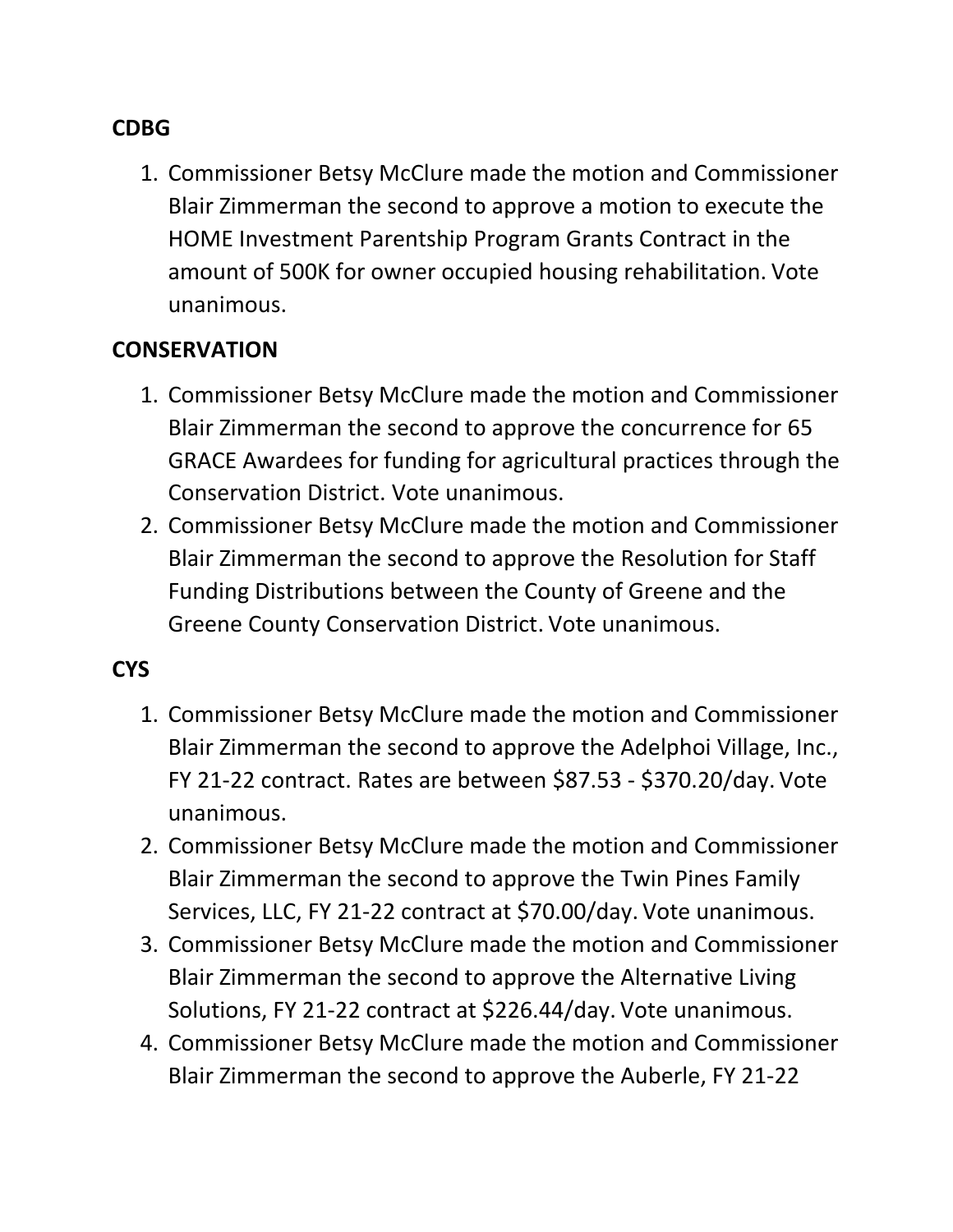**CDBG**

1. Commissioner Betsy McClure made the motion and Commissioner Blair Zimmerman the second to approve a motion to execute the HOME Investment Parentship Program Grants Contract in the amount of 500K for owner occupied housing rehabilitation. Vote unanimous.

**CONSERVATION**

1. Commissioner Betsy McClure made the motion and Commissioner Blair Zimmerman the second to approve the concurrence for 65 GRACE Awardees for funding for agricultural practices through the Conservation District. Vote unanimous.
2. Commissioner Betsy McClure made the motion and Commissioner Blair Zimmerman the second to approve the Resolution for Staff Funding Distributions between the County of Greene and the Greene County Conservation District. Vote unanimous.

**CYS**

1. Commissioner Betsy McClure made the motion and Commissioner Blair Zimmerman the second to approve the Adelphoi Village, Inc., FY 21-22 contract. Rates are between $87.53 - $370.20/day. Vote unanimous.
2. Commissioner Betsy McClure made the motion and Commissioner Blair Zimmerman the second to approve the Twin Pines Family Services, LLC, FY 21-22 contract at $70.00/day. Vote unanimous.
3. Commissioner Betsy McClure made the motion and Commissioner Blair Zimmerman the second to approve the Alternative Living Solutions, FY 21-22 contract at $226.44/day. Vote unanimous.
4. Commissioner Betsy McClure made the motion and Commissioner Blair Zimmerman the second to approve the Auberle, FY 21-22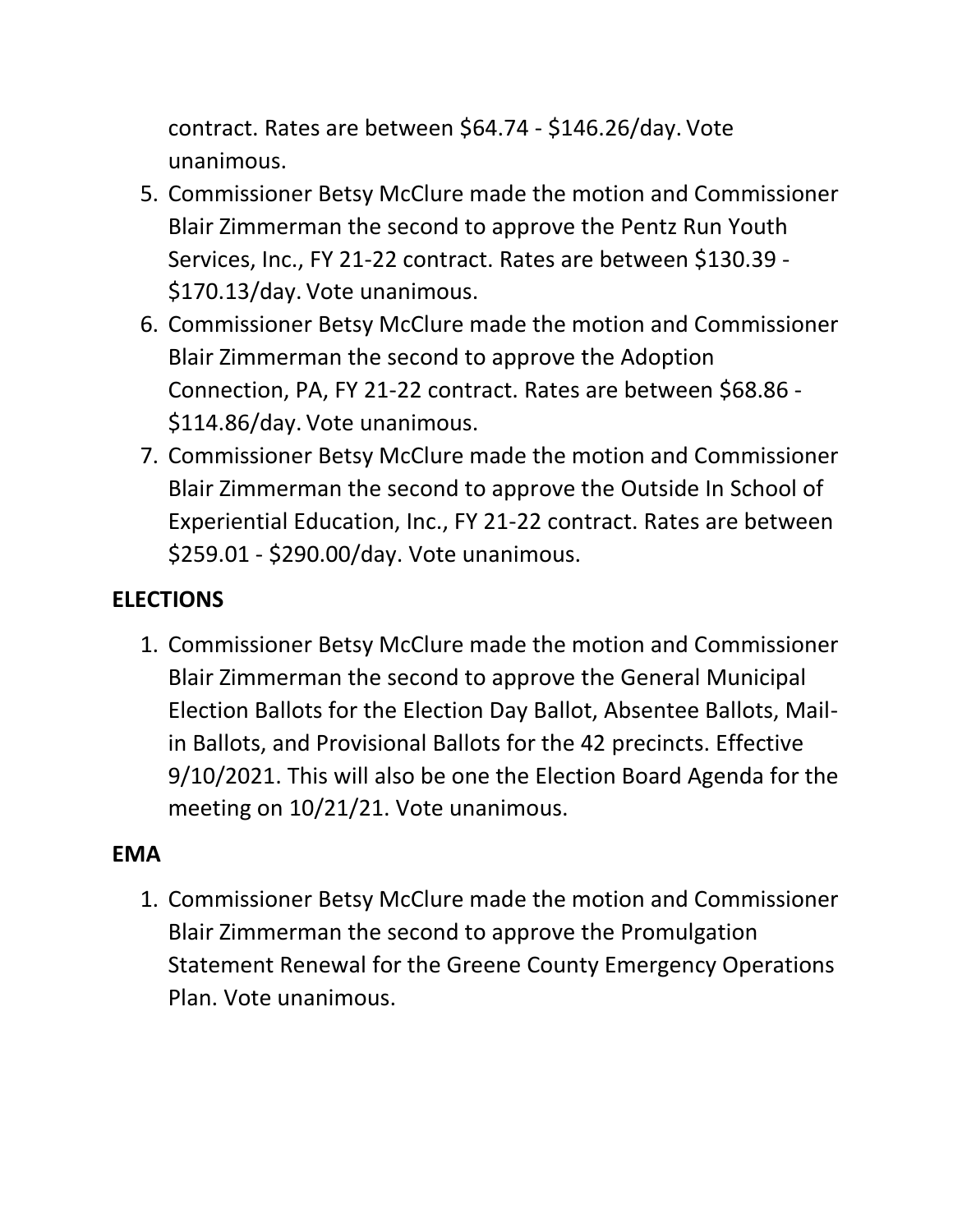contract. Rates are between $64.74 - $146.26/day. Vote unanimous.

5. Commissioner Betsy McClure made the motion and Commissioner Blair Zimmerman the second to approve the Pentz Run Youth Services, Inc., FY 21-22 contract. Rates are between $130.39 - $170.13/day. Vote unanimous.
6. Commissioner Betsy McClure made the motion and Commissioner Blair Zimmerman the second to approve the Adoption Connection, PA, FY 21-22 contract. Rates are between $68.86 - $114.86/day. Vote unanimous.
7. Commissioner Betsy McClure made the motion and Commissioner Blair Zimmerman the second to approve the Outside In School of Experiential Education, Inc., FY 21-22 contract. Rates are between $259.01 - $290.00/day. Vote unanimous.

**ELECTIONS**

1. Commissioner Betsy McClure made the motion and Commissioner Blair Zimmerman the second to approve the General Municipal Election Ballots for the Election Day Ballot, Absentee Ballots, Mail-in Ballots, and Provisional Ballots for the 42 precincts. Effective 9/10/2021. This will also be one the Election Board Agenda for the meeting on 10/21/21. Vote unanimous.

**EMA**

1. Commissioner Betsy McClure made the motion and Commissioner Blair Zimmerman the second to approve the Promulgation Statement Renewal for the Greene County Emergency Operations Plan. Vote unanimous.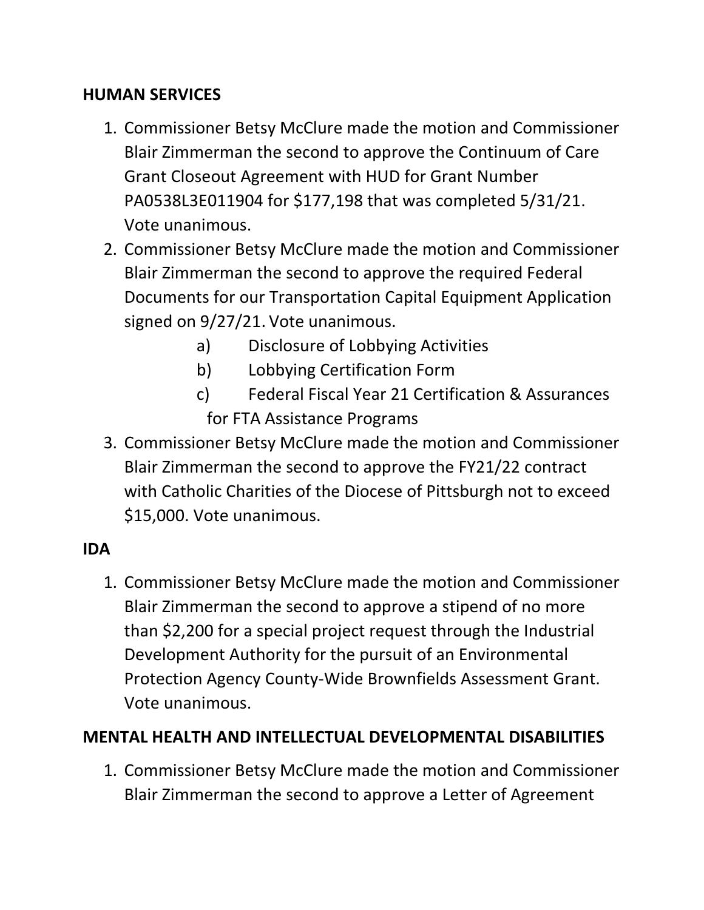**HUMAN SERVICES**

1. Commissioner Betsy McClure made the motion and Commissioner Blair Zimmerman the second to approve the Continuum of Care Grant Closeout Agreement with HUD for Grant Number PA0538L3E011904 for $177,198 that was completed 5/31/21. Vote unanimous.
2. Commissioner Betsy McClure made the motion and Commissioner Blair Zimmerman the second to approve the required Federal Documents for our Transportation Capital Equipment Application signed on 9/27/21. Vote unanimous.
   a) Disclosure of Lobbying Activities
   b) Lobbying Certification Form
   c) Federal Fiscal Year 21 Certification & Assurances for FTA Assistance Programs
3. Commissioner Betsy McClure made the motion and Commissioner Blair Zimmerman the second to approve the FY21/22 contract with Catholic Charities of the Diocese of Pittsburgh not to exceed $15,000. Vote unanimous.

**IDA**

1. Commissioner Betsy McClure made the motion and Commissioner Blair Zimmerman the second to approve a stipend of no more than $2,200 for a special project request through the Industrial Development Authority for the pursuit of an Environmental Protection Agency County-Wide Brownfields Assessment Grant. Vote unanimous.

**MENTAL HEALTH AND INTELLECTUAL DEVELOPMENTAL DISABILITIES**

1. Commissioner Betsy McClure made the motion and Commissioner Blair Zimmerman the second to approve a Letter of Agreement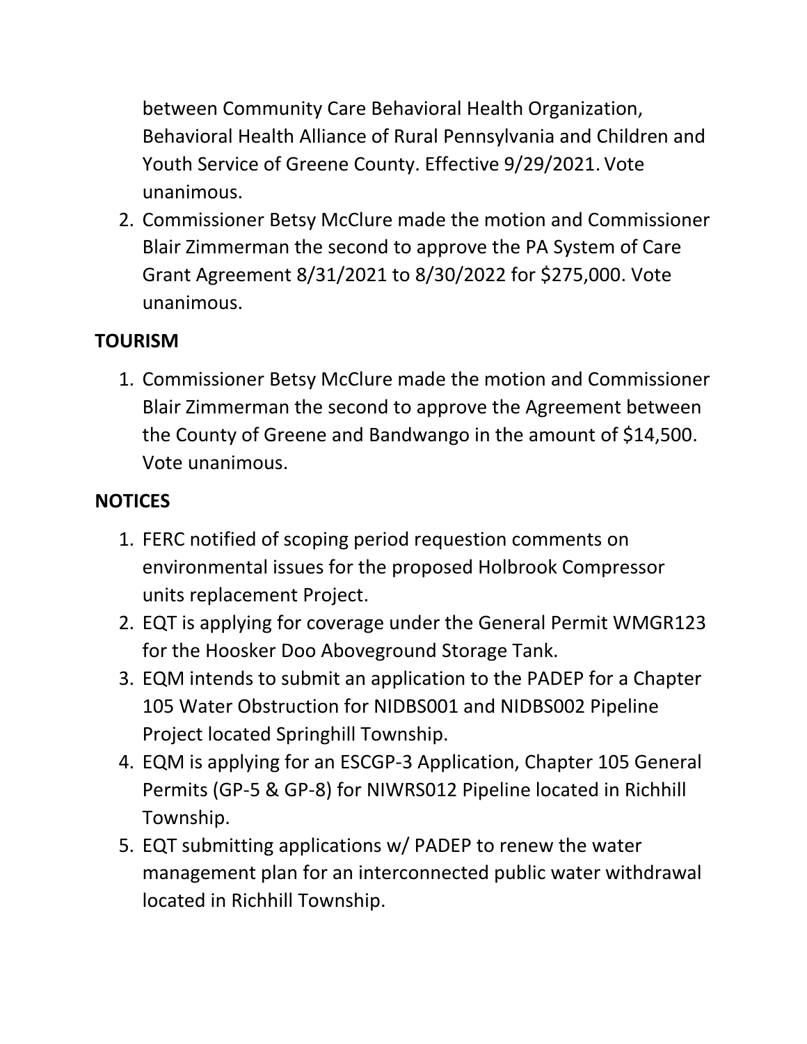between Community Care Behavioral Health Organization, Behavioral Health Alliance of Rural Pennsylvania and Children and Youth Service of Greene County. Effective 9/29/2021. Vote unanimous.

2. Commissioner Betsy McClure made the motion and Commissioner Blair Zimmerman the second to approve the PA System of Care Grant Agreement 8/31/2021 to 8/30/2022 for $275,000. Vote unanimous.

**TOURISM**

1. Commissioner Betsy McClure made the motion and Commissioner Blair Zimmerman the second to approve the Agreement between the County of Greene and Bandwango in the amount of $14,500. Vote unanimous.

**NOTICES**

1. FERC notified of scoping period requestion comments on environmental issues for the proposed Holbrook Compressor units replacement Project.
2. EQT is applying for coverage under the General Permit WMGR123 for the Hoosker Doo Aboveground Storage Tank.
3. EQM intends to submit an application to the PADEP for a Chapter 105 Water Obstruction for NIDBS001 and NIDBS002 Pipeline Project located Springhill Township.
4. EQM is applying for an ESCGP-3 Application, Chapter 105 General Permits (GP-5 & GP-8) for NIWRS012 Pipeline located in Richhill Township.
5. EQT submitting applications w/ PADEP to renew the water management plan for an interconnected public water withdrawal located in Richhill Township.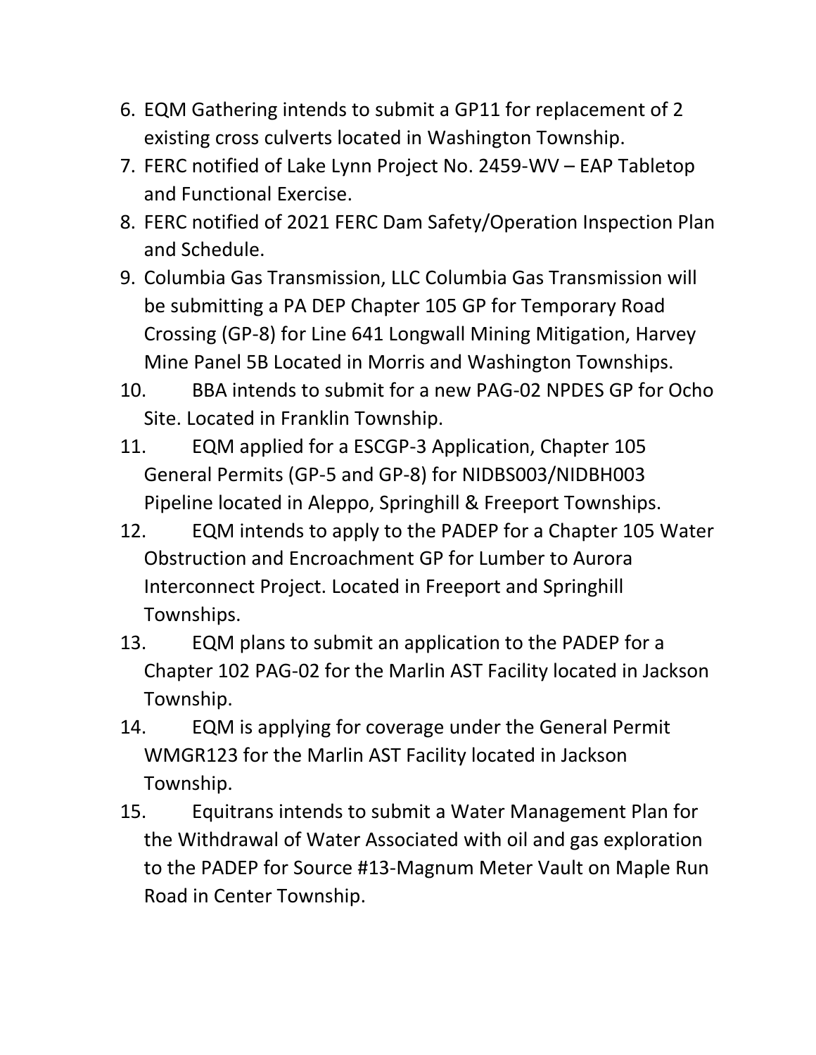6. EQM Gathering intends to submit a GP11 for replacement of 2 existing cross culverts located in Washington Township.
7. FERC notified of Lake Lynn Project No. 2459-WV – EAP Tabletop and Functional Exercise.
8. FERC notified of 2021 FERC Dam Safety/Operation Inspection Plan and Schedule.
9. Columbia Gas Transmission, LLC Columbia Gas Transmission will be submitting a PA DEP Chapter 105 GP for Temporary Road Crossing (GP-8) for Line 641 Longwall Mining Mitigation, Harvey Mine Panel 5B Located in Morris and Washington Townships.
10. BBA intends to submit for a new PAG-02 NPDES GP for Ocho Site. Located in Franklin Township.
11. EQM applied for a ESCGP-3 Application, Chapter 105 General Permits (GP-5 and GP-8) for NIDBS003/NIDBH003 Pipeline located in Aleppo, Springhill & Freeport Townships.
12. EQM intends to apply to the PADEP for a Chapter 105 Water Obstruction and Encroachment GP for Lumber to Aurora Interconnect Project. Located in Freeport and Springhill Townships.
13. EQM plans to submit an application to the PADEP for a Chapter 102 PAG-02 for the Marlin AST Facility located in Jackson Township.
14. EQM is applying for coverage under the General Permit WMGR123 for the Marlin AST Facility located in Jackson Township.
15. Equitrans intends to submit a Water Management Plan for the Withdrawal of Water Associated with oil and gas exploration to the PADEP for Source #13-Magnum Meter Vault on Maple Run Road in Center Township.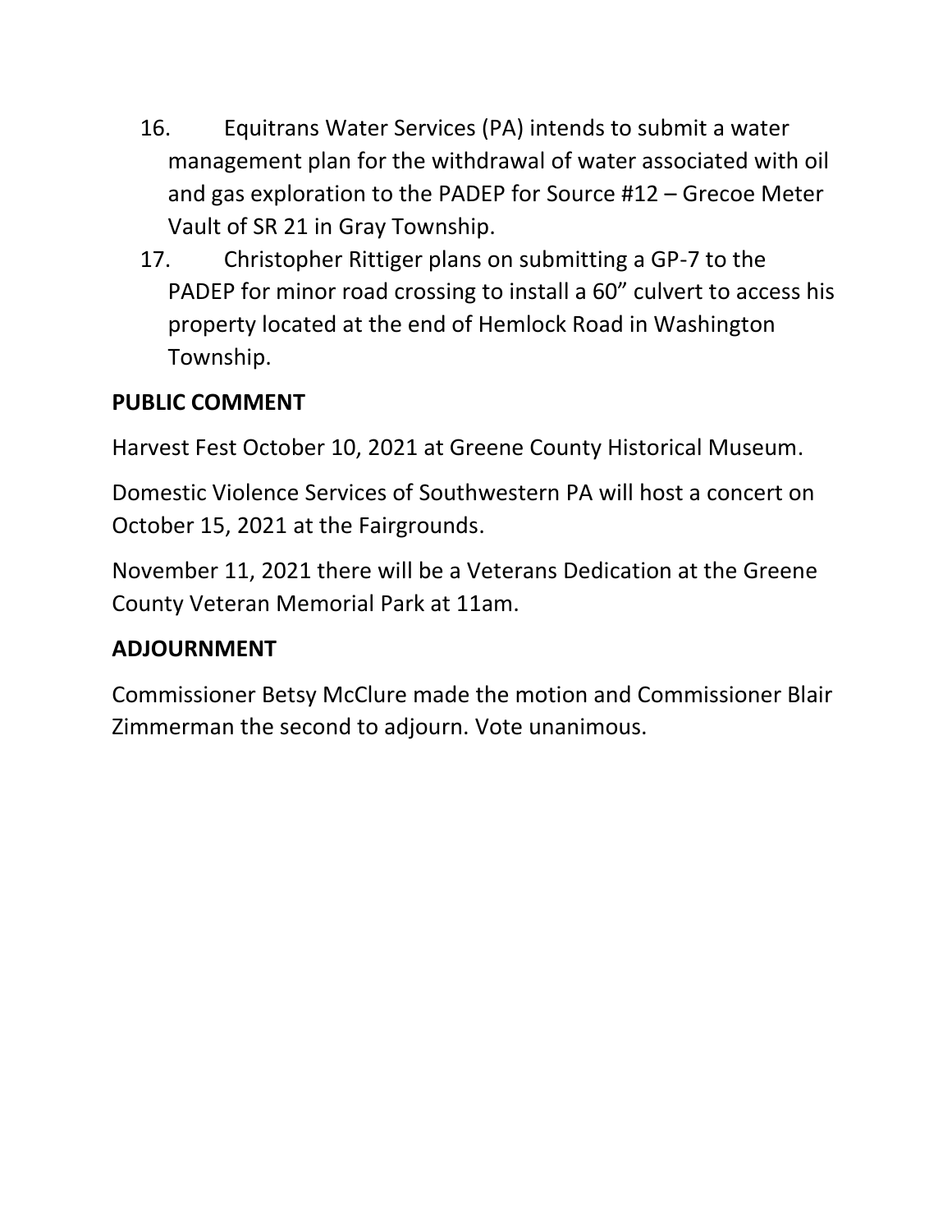16. Equitrans Water Services (PA) intends to submit a water management plan for the withdrawal of water associated with oil and gas exploration to the PADEP for Source #12 – Grecoe Meter Vault of SR 21 in Gray Township.
17. Christopher Rittiger plans on submitting a GP-7 to the PADEP for minor road crossing to install a 60" culvert to access his property located at the end of Hemlock Road in Washington Township.

## PUBLIC COMMENT

Harvest Fest October 10, 2021 at Greene County Historical Museum.

Domestic Violence Services of Southwestern PA will host a concert on October 15, 2021 at the Fairgrounds.

November 11, 2021 there will be a Veterans Dedication at the Greene County Veteran Memorial Park at 11am.

## ADJOURNMENT

Commissioner Betsy McClure made the motion and Commissioner Blair Zimmerman the second to adjourn. Vote unanimous.